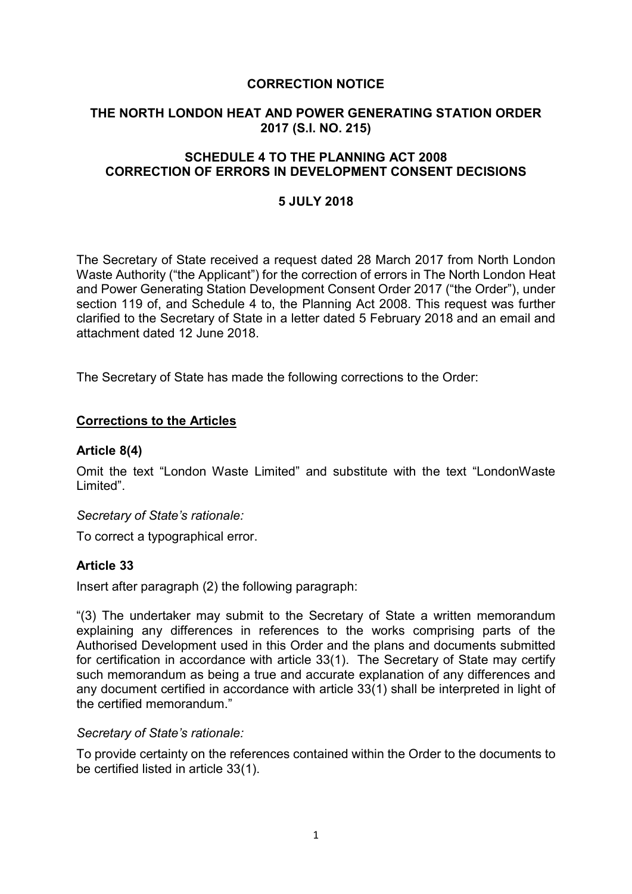# CORRECTION NOTICE

## THE NORTH LONDON HEAT AND POWER GENERATING STATION ORDER 2017 (S.I. NO. 215)

## SCHEDULE 4 TO THE PLANNING ACT 2008 CORRECTION OF ERRORS IN DEVELOPMENT CONSENT DECISIONS

## 5 JULY 2018

The Secretary of State received a request dated 28 March 2017 from North London Waste Authority ("the Applicant") for the correction of errors in The North London Heat and Power Generating Station Development Consent Order 2017 ("the Order"), under section 119 of, and Schedule 4 to, the Planning Act 2008. This request was further clarified to the Secretary of State in a letter dated 5 February 2018 and an email and attachment dated 12 June 2018.

The Secretary of State has made the following corrections to the Order:

### Corrections to the Articles

#### Article 8(4)

Omit the text "London Waste Limited" and substitute with the text "LondonWaste Limited".

*Secretary of State's rationale:*

To correct a typographical error.

#### Article 33

Insert after paragraph (2) the following paragraph:

"(3) The undertaker may submit to the Secretary of State a written memorandum explaining any differences in references to the works comprising parts of the Authorised Development used in this Order and the plans and documents submitted for certification in accordance with article 33(1). The Secretary of State may certify such memorandum as being a true and accurate explanation of any differences and any document certified in accordance with article 33(1) shall be interpreted in light of the certified memorandum."

*Secretary of State's rationale:*

To provide certainty on the references contained within the Order to the documents to be certified listed in article 33(1).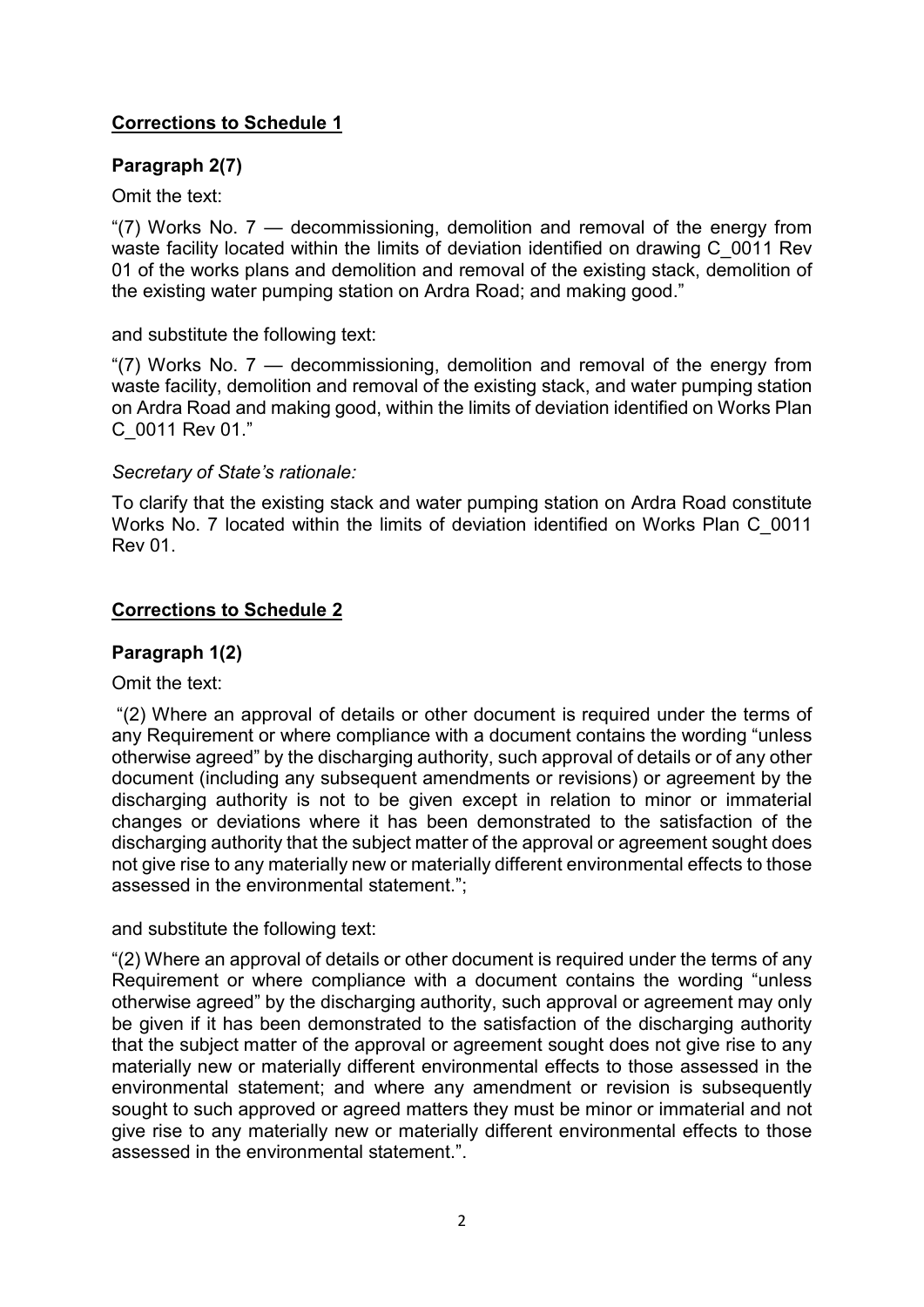## Corrections to Schedule 1

### Paragraph 2(7)

Omit the text:

"(7) Works No. 7 — decommissioning, demolition and removal of the energy from waste facility located within the limits of deviation identified on drawing C_0011 Rev 01 of the works plans and demolition and removal of the existing stack, demolition of the existing water pumping station on Ardra Road; and making good."

and substitute the following text:

"(7) Works No. 7 — decommissioning, demolition and removal of the energy from waste facility, demolition and removal of the existing stack, and water pumping station on Ardra Road and making good, within the limits of deviation identified on Works Plan C_0011 Rev 01."

*Secretary of State's rationale:*

To clarify that the existing stack and water pumping station on Ardra Road constitute Works No. 7 located within the limits of deviation identified on Works Plan C_0011 Rev 01.

## Corrections to Schedule 2

### Paragraph 1(2)

Omit the text:

"(2) Where an approval of details or other document is required under the terms of any Requirement or where compliance with a document contains the wording "unless otherwise agreed" by the discharging authority, such approval of details or of any other document (including any subsequent amendments or revisions) or agreement by the discharging authority is not to be given except in relation to minor or immaterial changes or deviations where it has been demonstrated to the satisfaction of the discharging authority that the subject matter of the approval or agreement sought does not give rise to any materially new or materially different environmental effects to those assessed in the environmental statement.";

and substitute the following text:

"(2) Where an approval of details or other document is required under the terms of any Requirement or where compliance with a document contains the wording "unless otherwise agreed" by the discharging authority, such approval or agreement may only be given if it has been demonstrated to the satisfaction of the discharging authority that the subject matter of the approval or agreement sought does not give rise to any materially new or materially different environmental effects to those assessed in the environmental statement; and where any amendment or revision is subsequently sought to such approved or agreed matters they must be minor or immaterial and not give rise to any materially new or materially different environmental effects to those assessed in the environmental statement.".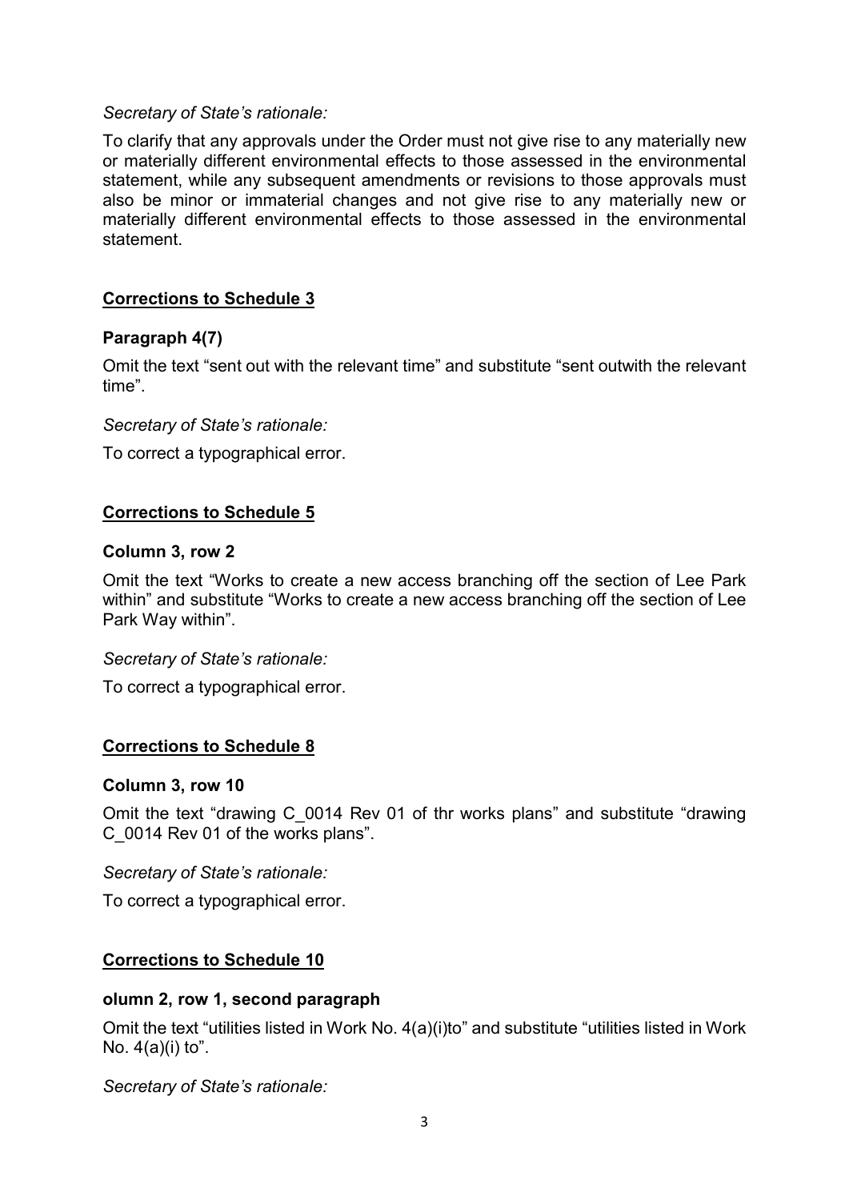*Secretary of State's rationale:*

To clarify that any approvals under the Order must not give rise to any materially new or materially different environmental effects to those assessed in the environmental statement, while any subsequent amendments or revisions to those approvals must also be minor or immaterial changes and not give rise to any materially new or materially different environmental effects to those assessed in the environmental statement.

## **Corrections to Schedule 3**

### Paragraph 4(7)

Omit the text "sent out with the relevant time" and substitute "sent outwith the relevant time".

*Secretary of State's rationale:*

To correct a typographical error.

## **Corrections to Schedule 5**

### Column 3, row 2

Omit the text "Works to create a new access branching off the section of Lee Park within" and substitute "Works to create a new access branching off the section of Lee Park Way within".

*Secretary of State's rationale:*

To correct a typographical error.

## **Corrections to Schedule 8**

### Column 3, row 10

Omit the text "drawing C_0014 Rev 01 of thr works plans" and substitute "drawing C_0014 Rev 01 of the works plans".

*Secretary of State's rationale:*

To correct a typographical error.

## **Corrections to Schedule 10**

### olumn 2, row 1, second paragraph

Omit the text "utilities listed in Work No. 4(a)(i)to" and substitute "utilities listed in Work No. 4(a)(i) to".

*Secretary of State's rationale:*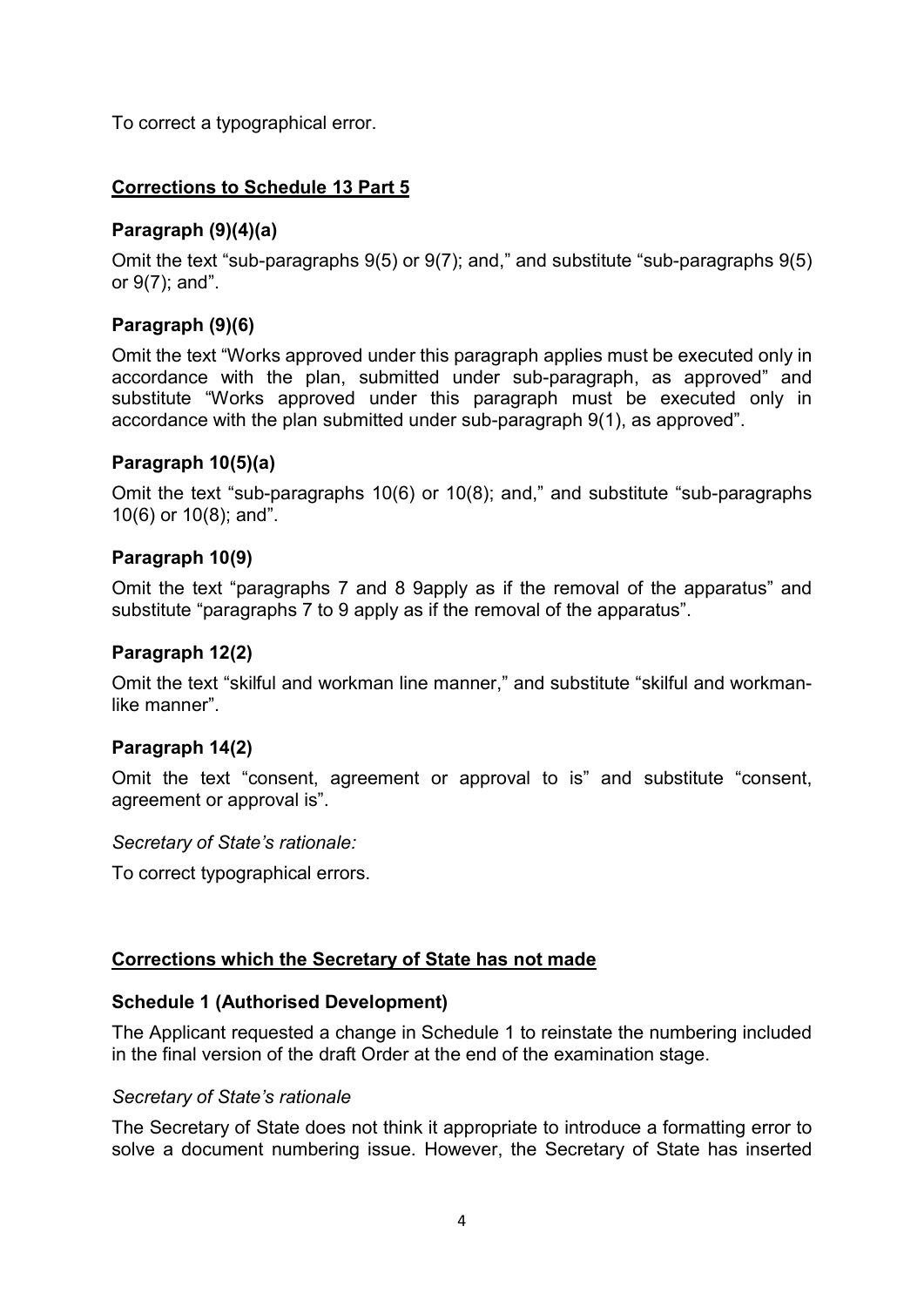To correct a typographical error.

## Corrections to Schedule 13 Part 5

### Paragraph (9)(4)(a)

Omit the text "sub-paragraphs 9(5) or 9(7); and," and substitute "sub-paragraphs 9(5) or 9(7); and".

### Paragraph (9)(6)

Omit the text "Works approved under this paragraph applies must be executed only in accordance with the plan, submitted under sub-paragraph, as approved" and substitute "Works approved under this paragraph must be executed only in accordance with the plan submitted under sub-paragraph 9(1), as approved".

### Paragraph 10(5)(a)

Omit the text "sub-paragraphs 10(6) or 10(8); and," and substitute "sub-paragraphs 10(6) or 10(8); and".

### Paragraph 10(9)

Omit the text "paragraphs 7 and 8 9apply as if the removal of the apparatus" and substitute "paragraphs 7 to 9 apply as if the removal of the apparatus".

### Paragraph 12(2)

Omit the text "skilful and workman line manner," and substitute "skilful and workman-like manner".

### Paragraph 14(2)

Omit the text "consent, agreement or approval to is" and substitute "consent, agreement or approval is".

*Secretary of State's rationale:*

To correct typographical errors.

## Corrections which the Secretary of State has not made

### Schedule 1 (Authorised Development)

The Applicant requested a change in Schedule 1 to reinstate the numbering included in the final version of the draft Order at the end of the examination stage.

*Secretary of State's rationale*

The Secretary of State does not think it appropriate to introduce a formatting error to solve a document numbering issue. However, the Secretary of State has inserted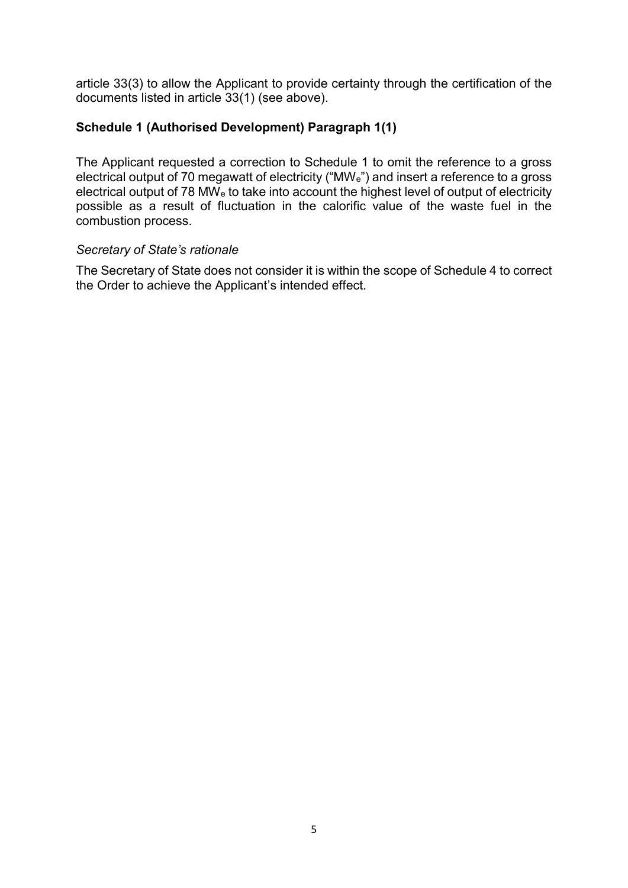article 33(3) to allow the Applicant to provide certainty through the certification of the documents listed in article 33(1) (see above).

**Schedule 1 (Authorised Development) Paragraph 1(1)**

The Applicant requested a correction to Schedule 1 to omit the reference to a gross electrical output of 70 megawatt of electricity ("$MW_e$") and insert a reference to a gross electrical output of 78 $MW_e$ to take into account the highest level of output of electricity possible as a result of fluctuation in the calorific value of the waste fuel in the combustion process.

*Secretary of State's rationale*

The Secretary of State does not consider it is within the scope of Schedule 4 to correct the Order to achieve the Applicant's intended effect.